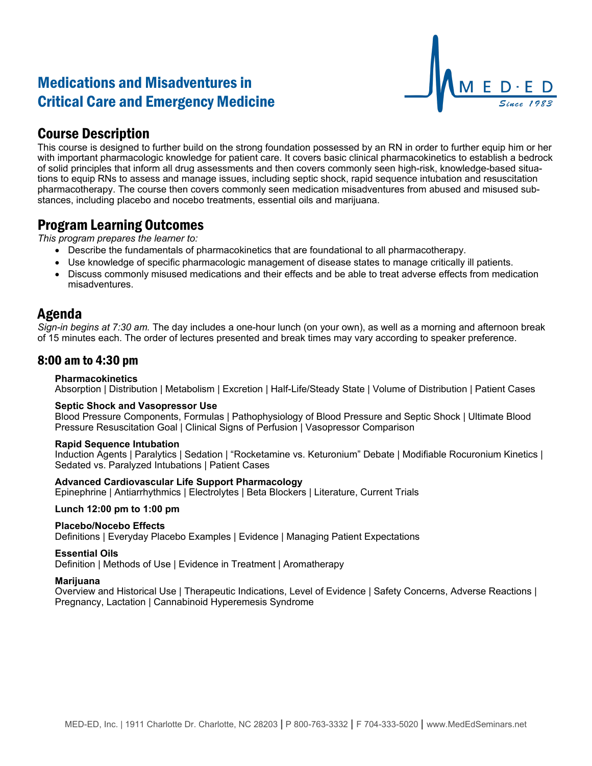# Medications and Misadventures in Critical Care and Emergency Medicine

MED·ED
Since 1983

## Course Description

This course is designed to further build on the strong foundation possessed by an RN in order to further equip him or her with important pharmacologic knowledge for patient care. It covers basic clinical pharmacokinetics to establish a bedrock of solid principles that inform all drug assessments and then covers commonly seen high-risk, knowledge-based situations to equip RNs to assess and manage issues, including septic shock, rapid sequence intubation and resuscitation pharmacotherapy. The course then covers commonly seen medication misadventures from abused and misused substances, including placebo and nocebo treatments, essential oils and marijuana.

## Program Learning Outcomes

*This program prepares the learner to:*

- Describe the fundamentals of pharmacokinetics that are foundational to all pharmacotherapy.
- Use knowledge of specific pharmacologic management of disease states to manage critically ill patients.
- Discuss commonly misused medications and their effects and be able to treat adverse effects from medication misadventures.

## Agenda

*Sign-in begins at 7:30 am.* The day includes a one-hour lunch (on your own), as well as a morning and afternoon break of 15 minutes each. The order of lectures presented and break times may vary according to speaker preference.

### 8:00 am to 4:30 pm

**Pharmacokinetics**
Absorption | Distribution | Metabolism | Excretion | Half-Life/Steady State | Volume of Distribution | Patient Cases

**Septic Shock and Vasopressor Use**
Blood Pressure Components, Formulas | Pathophysiology of Blood Pressure and Septic Shock | Ultimate Blood Pressure Resuscitation Goal | Clinical Signs of Perfusion | Vasopressor Comparison

**Rapid Sequence Intubation**
Induction Agents | Paralytics | Sedation | “Rocketamine vs. Keturonium” Debate | Modifiable Rocuronium Kinetics | Sedated vs. Paralyzed Intubations | Patient Cases

**Advanced Cardiovascular Life Support Pharmacology**
Epinephrine | Antiarrhythmics | Electrolytes | Beta Blockers | Literature, Current Trials

**Lunch 12:00 pm to 1:00 pm**

**Placebo/Nocebo Effects**
Definitions | Everyday Placebo Examples | Evidence | Managing Patient Expectations

**Essential Oils**
Definition | Methods of Use | Evidence in Treatment | Aromatherapy

**Marijuana**
Overview and Historical Use | Therapeutic Indications, Level of Evidence | Safety Concerns, Adverse Reactions | Pregnancy, Lactation | Cannabinoid Hyperemesis Syndrome

MED-ED, Inc. | 1911 Charlotte Dr. Charlotte, NC 28203 | P 800-763-3332 | F 704-333-5020 | www.MedEdSeminars.net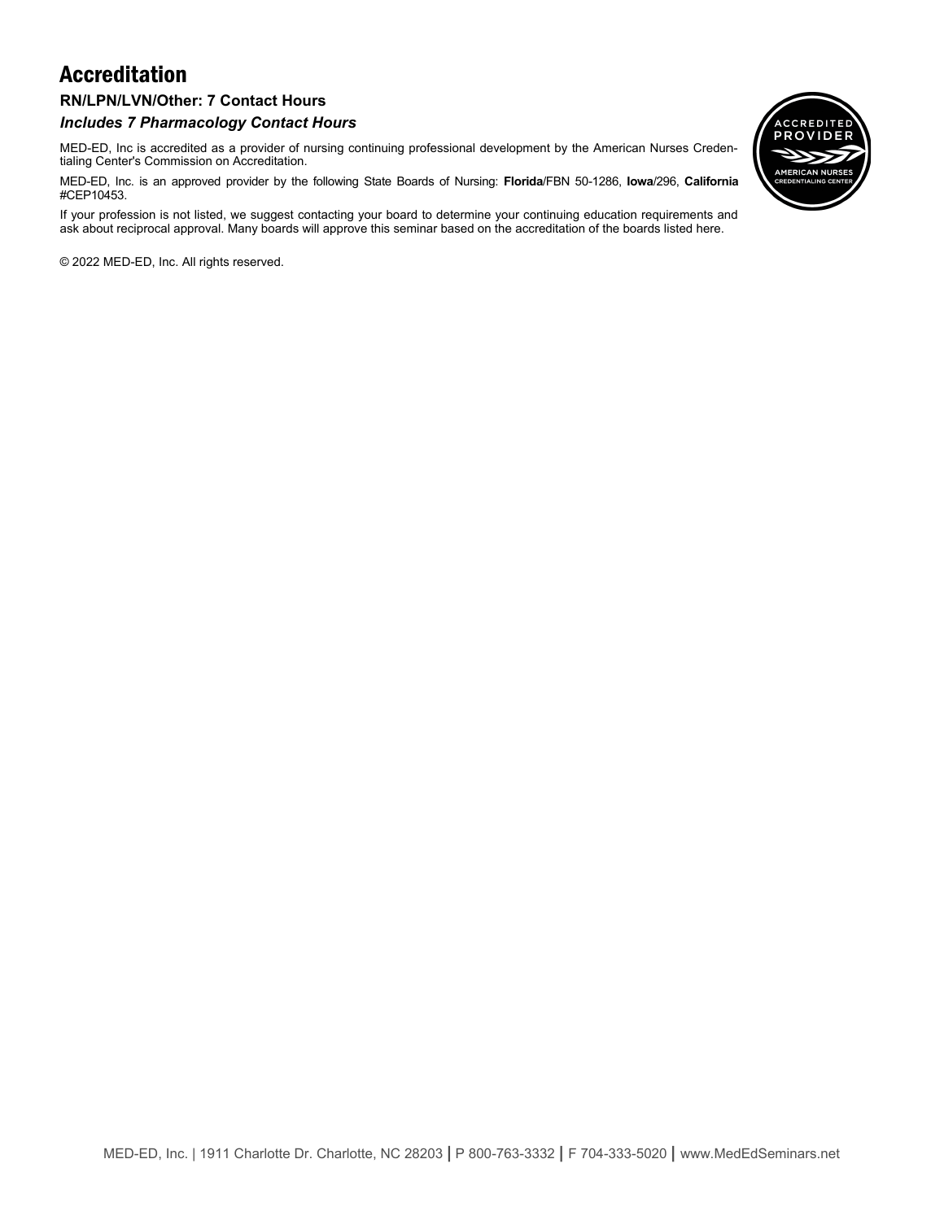## Accreditation

**RN/LPN/LVN/Other: 7 Contact Hours**

***Includes 7 Pharmacology Contact Hours***

MED-ED, Inc is accredited as a provider of nursing continuing professional development by the American Nurses Credentialing Center's Commission on Accreditation.

MED-ED, Inc. is an approved provider by the following State Boards of Nursing: **Florida**/FBN 50-1286, **Iowa**/296, **California** #CEP10453.

If your profession is not listed, we suggest contacting your board to determine your continuing education requirements and ask about reciprocal approval. Many boards will approve this seminar based on the accreditation of the boards listed here.

© 2022 MED-ED, Inc. All rights reserved.

MED-ED, Inc. | 1911 Charlotte Dr. Charlotte, NC 28203 | P 800-763-3332 | F 704-333-5020 | www.MedEdSeminars.net